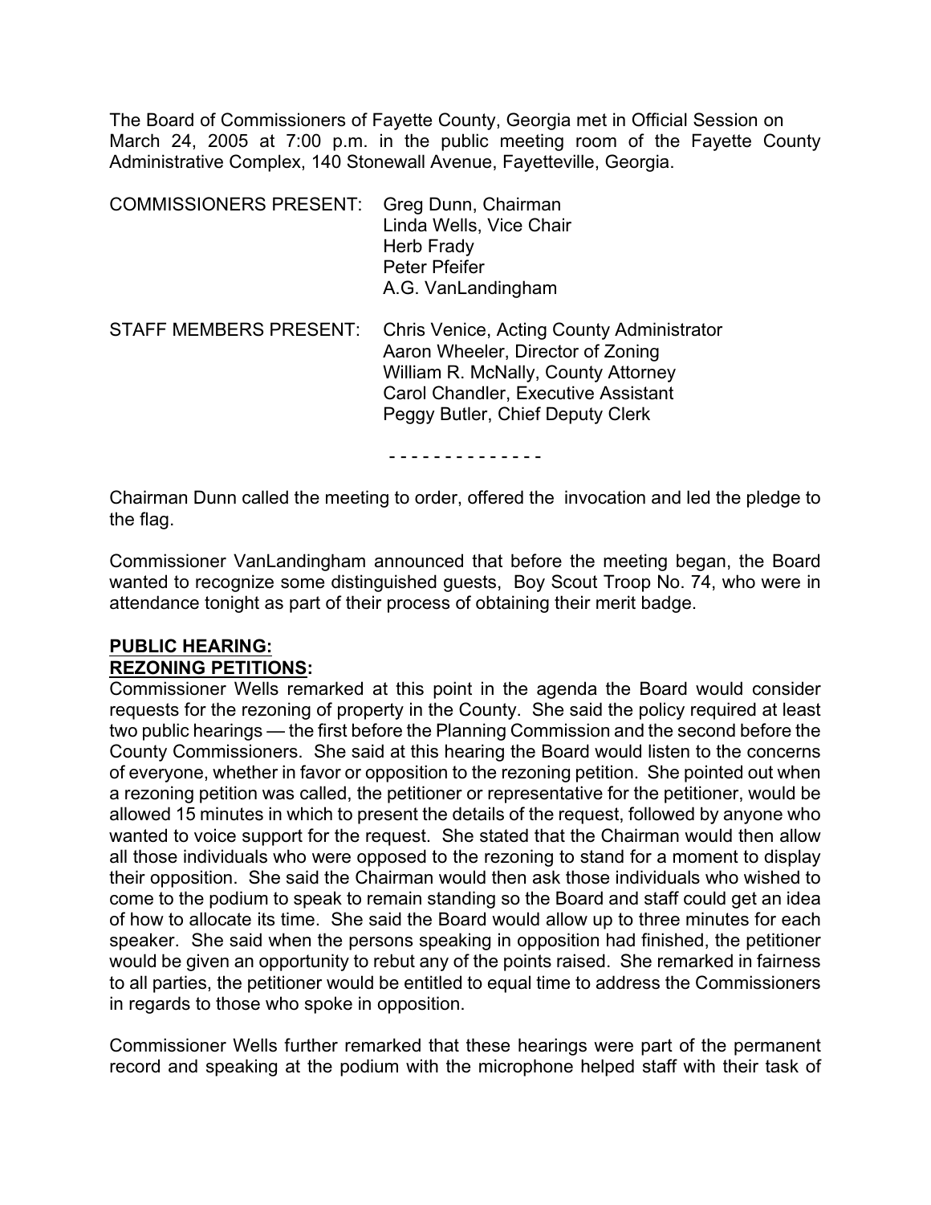The Board of Commissioners of Fayette County, Georgia met in Official Session on March 24, 2005 at 7:00 p.m. in the public meeting room of the Fayette County Administrative Complex, 140 Stonewall Avenue, Fayetteville, Georgia.

| | |
|---|---|
| COMMISSIONERS PRESENT: | Greg Dunn, Chairman<br>Linda Wells, Vice Chair<br>Herb Frady<br>Peter Pfeifer<br>A.G. VanLandingham |
| STAFF MEMBERS PRESENT: | Chris Venice, Acting County Administrator<br>Aaron Wheeler, Director of Zoning<br>William R. McNally, County Attorney<br>Carol Chandler, Executive Assistant<br>Peggy Butler, Chief Deputy Clerk |

- - - - - - - - - - - - - -

Chairman Dunn called the meeting to order, offered the invocation and led the pledge to the flag.

Commissioner VanLandingham announced that before the meeting began, the Board wanted to recognize some distinguished guests, Boy Scout Troop No. 74, who were in attendance tonight as part of their process of obtaining their merit badge.

**PUBLIC HEARING:**

**REZONING PETITIONS:**

Commissioner Wells remarked at this point in the agenda the Board would consider requests for the rezoning of property in the County. She said the policy required at least two public hearings — the first before the Planning Commission and the second before the County Commissioners. She said at this hearing the Board would listen to the concerns of everyone, whether in favor or opposition to the rezoning petition. She pointed out when a rezoning petition was called, the petitioner or representative for the petitioner, would be allowed 15 minutes in which to present the details of the request, followed by anyone who wanted to voice support for the request. She stated that the Chairman would then allow all those individuals who were opposed to the rezoning to stand for a moment to display their opposition. She said the Chairman would then ask those individuals who wished to come to the podium to speak to remain standing so the Board and staff could get an idea of how to allocate its time. She said the Board would allow up to three minutes for each speaker. She said when the persons speaking in opposition had finished, the petitioner would be given an opportunity to rebut any of the points raised. She remarked in fairness to all parties, the petitioner would be entitled to equal time to address the Commissioners in regards to those who spoke in opposition.

Commissioner Wells further remarked that these hearings were part of the permanent record and speaking at the podium with the microphone helped staff with their task of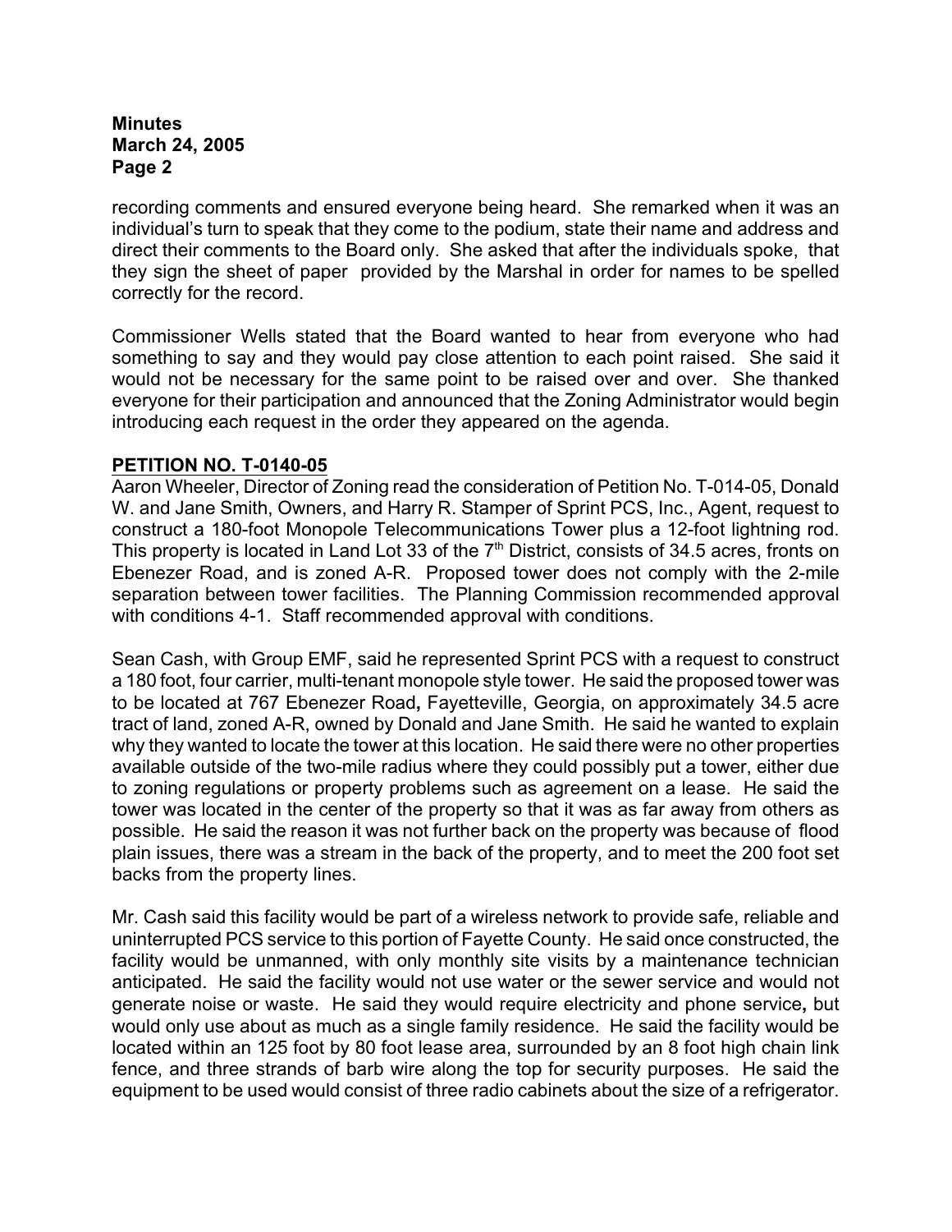recording comments and ensured everyone being heard. She remarked when it was an individual's turn to speak that they come to the podium, state their name and address and direct their comments to the Board only. She asked that after the individuals spoke, that they sign the sheet of paper provided by the Marshal in order for names to be spelled correctly for the record.

Commissioner Wells stated that the Board wanted to hear from everyone who had something to say and they would pay close attention to each point raised. She said it would not be necessary for the same point to be raised over and over. She thanked everyone for their participation and announced that the Zoning Administrator would begin introducing each request in the order they appeared on the agenda.

**PETITION NO. T-0140-05**

Aaron Wheeler, Director of Zoning read the consideration of Petition No. T-014-05, Donald W. and Jane Smith, Owners, and Harry R. Stamper of Sprint PCS, Inc., Agent, request to construct a 180-foot Monopole Telecommunications Tower plus a 12-foot lightning rod. This property is located in Land Lot 33 of the 7th District, consists of 34.5 acres, fronts on Ebenezer Road, and is zoned A-R. Proposed tower does not comply with the 2-mile separation between tower facilities. The Planning Commission recommended approval with conditions 4-1. Staff recommended approval with conditions.

Sean Cash, with Group EMF, said he represented Sprint PCS with a request to construct a 180 foot, four carrier, multi-tenant monopole style tower. He said the proposed tower was to be located at 767 Ebenezer Road, Fayetteville, Georgia, on approximately 34.5 acre tract of land, zoned A-R, owned by Donald and Jane Smith. He said he wanted to explain why they wanted to locate the tower at this location. He said there were no other properties available outside of the two-mile radius where they could possibly put a tower, either due to zoning regulations or property problems such as agreement on a lease. He said the tower was located in the center of the property so that it was as far away from others as possible. He said the reason it was not further back on the property was because of flood plain issues, there was a stream in the back of the property, and to meet the 200 foot set backs from the property lines.

Mr. Cash said this facility would be part of a wireless network to provide safe, reliable and uninterrupted PCS service to this portion of Fayette County. He said once constructed, the facility would be unmanned, with only monthly site visits by a maintenance technician anticipated. He said the facility would not use water or the sewer service and would not generate noise or waste. He said they would require electricity and phone service, but would only use about as much as a single family residence. He said the facility would be located within an 125 foot by 80 foot lease area, surrounded by an 8 foot high chain link fence, and three strands of barb wire along the top for security purposes. He said the equipment to be used would consist of three radio cabinets about the size of a refrigerator.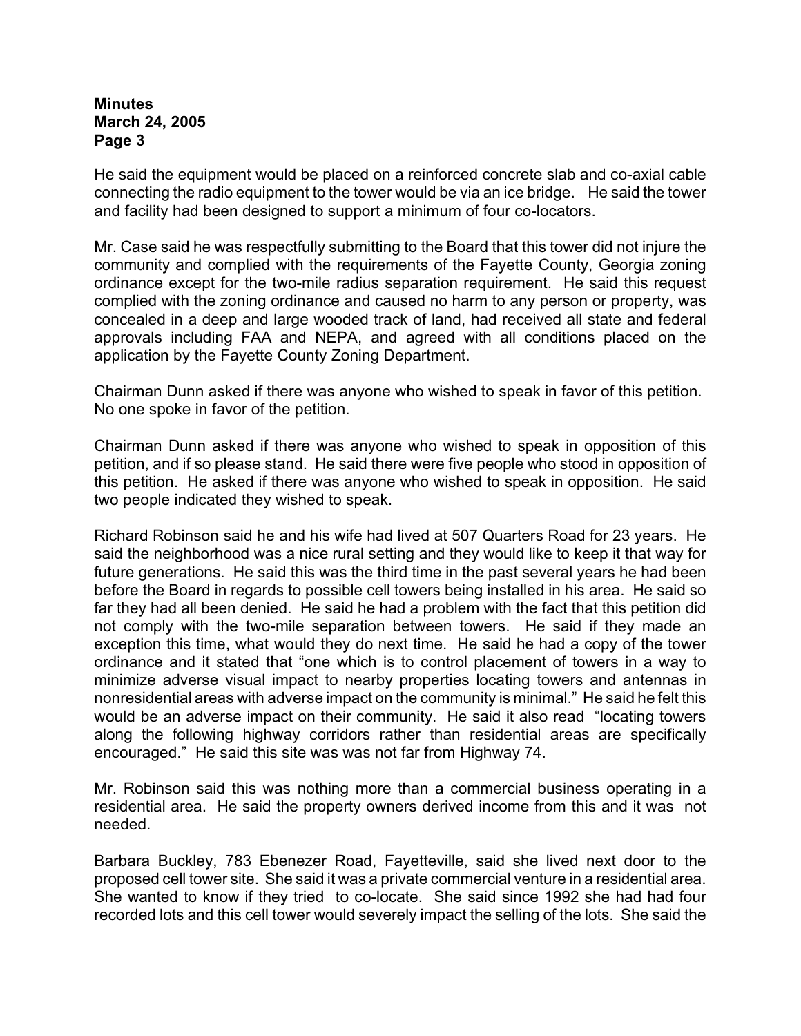He said the equipment would be placed on a reinforced concrete slab and co-axial cable connecting the radio equipment to the tower would be via an ice bridge. He said the tower and facility had been designed to support a minimum of four co-locators.

Mr. Case said he was respectfully submitting to the Board that this tower did not injure the community and complied with the requirements of the Fayette County, Georgia zoning ordinance except for the two-mile radius separation requirement. He said this request complied with the zoning ordinance and caused no harm to any person or property, was concealed in a deep and large wooded track of land, had received all state and federal approvals including FAA and NEPA, and agreed with all conditions placed on the application by the Fayette County Zoning Department.

Chairman Dunn asked if there was anyone who wished to speak in favor of this petition. No one spoke in favor of the petition.

Chairman Dunn asked if there was anyone who wished to speak in opposition of this petition, and if so please stand. He said there were five people who stood in opposition of this petition. He asked if there was anyone who wished to speak in opposition. He said two people indicated they wished to speak.

Richard Robinson said he and his wife had lived at 507 Quarters Road for 23 years. He said the neighborhood was a nice rural setting and they would like to keep it that way for future generations. He said this was the third time in the past several years he had been before the Board in regards to possible cell towers being installed in his area. He said so far they had all been denied. He said he had a problem with the fact that this petition did not comply with the two-mile separation between towers. He said if they made an exception this time, what would they do next time. He said he had a copy of the tower ordinance and it stated that "one which is to control placement of towers in a way to minimize adverse visual impact to nearby properties locating towers and antennas in nonresidential areas with adverse impact on the community is minimal." He said he felt this would be an adverse impact on their community. He said it also read "locating towers along the following highway corridors rather than residential areas are specifically encouraged." He said this site was was not far from Highway 74.

Mr. Robinson said this was nothing more than a commercial business operating in a residential area. He said the property owners derived income from this and it was not needed.

Barbara Buckley, 783 Ebenezer Road, Fayetteville, said she lived next door to the proposed cell tower site. She said it was a private commercial venture in a residential area. She wanted to know if they tried to co-locate. She said since 1992 she had had four recorded lots and this cell tower would severely impact the selling of the lots. She said the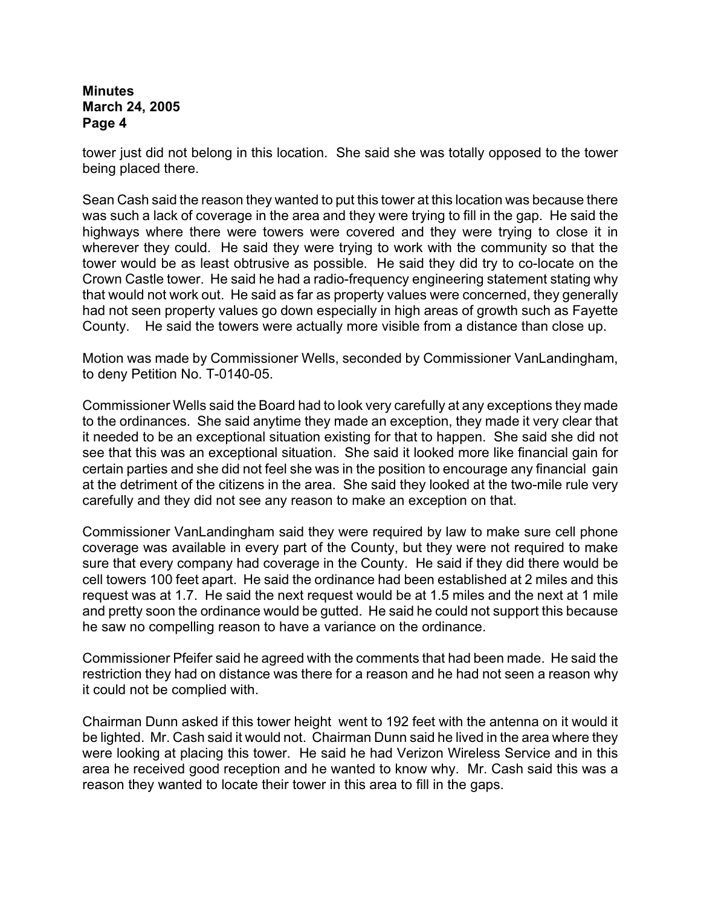tower just did not belong in this location. She said she was totally opposed to the tower being placed there.

Sean Cash said the reason they wanted to put this tower at this location was because there was such a lack of coverage in the area and they were trying to fill in the gap. He said the highways where there were towers were covered and they were trying to close it in wherever they could. He said they were trying to work with the community so that the tower would be as least obtrusive as possible. He said they did try to co-locate on the Crown Castle tower. He said he had a radio-frequency engineering statement stating why that would not work out. He said as far as property values were concerned, they generally had not seen property values go down especially in high areas of growth such as Fayette County. He said the towers were actually more visible from a distance than close up.

Motion was made by Commissioner Wells, seconded by Commissioner VanLandingham, to deny Petition No. T-0140-05.

Commissioner Wells said the Board had to look very carefully at any exceptions they made to the ordinances. She said anytime they made an exception, they made it very clear that it needed to be an exceptional situation existing for that to happen. She said she did not see that this was an exceptional situation. She said it looked more like financial gain for certain parties and she did not feel she was in the position to encourage any financial gain at the detriment of the citizens in the area. She said they looked at the two-mile rule very carefully and they did not see any reason to make an exception on that.

Commissioner VanLandingham said they were required by law to make sure cell phone coverage was available in every part of the County, but they were not required to make sure that every company had coverage in the County. He said if they did there would be cell towers 100 feet apart. He said the ordinance had been established at 2 miles and this request was at 1.7. He said the next request would be at 1.5 miles and the next at 1 mile and pretty soon the ordinance would be gutted. He said he could not support this because he saw no compelling reason to have a variance on the ordinance.

Commissioner Pfeifer said he agreed with the comments that had been made. He said the restriction they had on distance was there for a reason and he had not seen a reason why it could not be complied with.

Chairman Dunn asked if this tower height went to 192 feet with the antenna on it would it be lighted. Mr. Cash said it would not. Chairman Dunn said he lived in the area where they were looking at placing this tower. He said he had Verizon Wireless Service and in this area he received good reception and he wanted to know why. Mr. Cash said this was a reason they wanted to locate their tower in this area to fill in the gaps.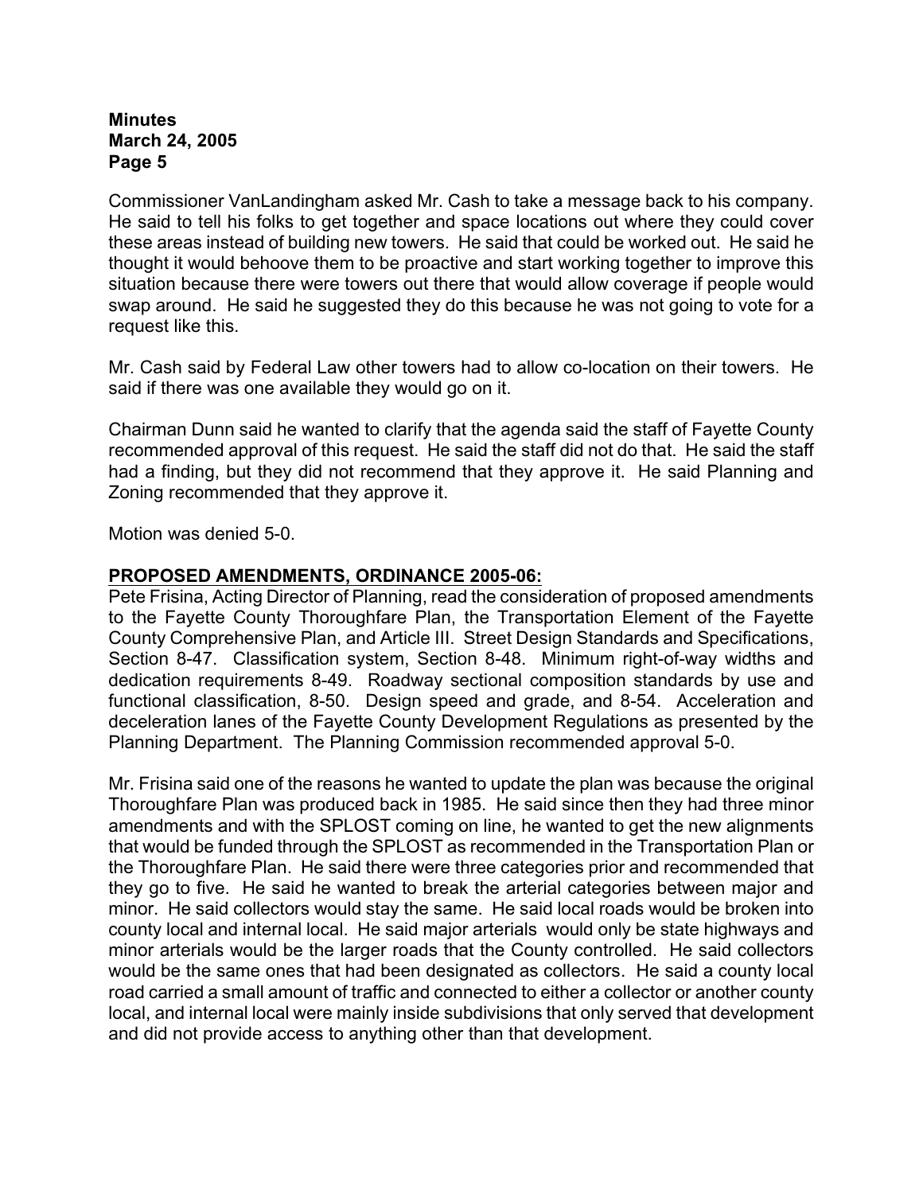Commissioner VanLandingham asked Mr. Cash to take a message back to his company. He said to tell his folks to get together and space locations out where they could cover these areas instead of building new towers. He said that could be worked out. He said he thought it would behoove them to be proactive and start working together to improve this situation because there were towers out there that would allow coverage if people would swap around. He said he suggested they do this because he was not going to vote for a request like this.

Mr. Cash said by Federal Law other towers had to allow co-location on their towers. He said if there was one available they would go on it.

Chairman Dunn said he wanted to clarify that the agenda said the staff of Fayette County recommended approval of this request. He said the staff did not do that. He said the staff had a finding, but they did not recommend that they approve it. He said Planning and Zoning recommended that they approve it.

Motion was denied 5-0.

**PROPOSED AMENDMENTS, ORDINANCE 2005-06:**

Pete Frisina, Acting Director of Planning, read the consideration of proposed amendments to the Fayette County Thoroughfare Plan, the Transportation Element of the Fayette County Comprehensive Plan, and Article III. Street Design Standards and Specifications, Section 8-47. Classification system, Section 8-48. Minimum right-of-way widths and dedication requirements 8-49. Roadway sectional composition standards by use and functional classification, 8-50. Design speed and grade, and 8-54. Acceleration and deceleration lanes of the Fayette County Development Regulations as presented by the Planning Department. The Planning Commission recommended approval 5-0.

Mr. Frisina said one of the reasons he wanted to update the plan was because the original Thoroughfare Plan was produced back in 1985. He said since then they had three minor amendments and with the SPLOST coming on line, he wanted to get the new alignments that would be funded through the SPLOST as recommended in the Transportation Plan or the Thoroughfare Plan. He said there were three categories prior and recommended that they go to five. He said he wanted to break the arterial categories between major and minor. He said collectors would stay the same. He said local roads would be broken into county local and internal local. He said major arterials would only be state highways and minor arterials would be the larger roads that the County controlled. He said collectors would be the same ones that had been designated as collectors. He said a county local road carried a small amount of traffic and connected to either a collector or another county local, and internal local were mainly inside subdivisions that only served that development and did not provide access to anything other than that development.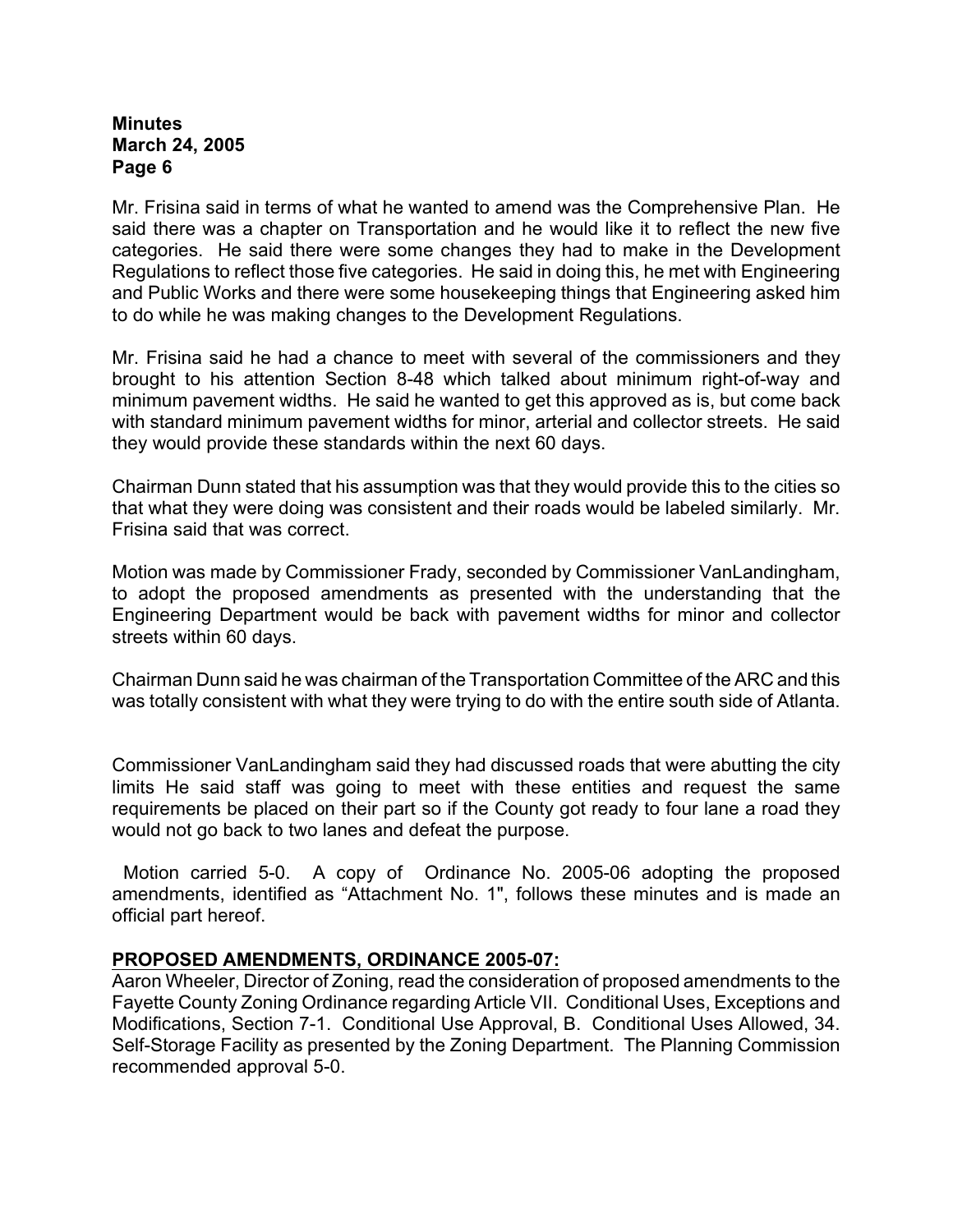Mr. Frisina said in terms of what he wanted to amend was the Comprehensive Plan. He said there was a chapter on Transportation and he would like it to reflect the new five categories. He said there were some changes they had to make in the Development Regulations to reflect those five categories. He said in doing this, he met with Engineering and Public Works and there were some housekeeping things that Engineering asked him to do while he was making changes to the Development Regulations.

Mr. Frisina said he had a chance to meet with several of the commissioners and they brought to his attention Section 8-48 which talked about minimum right-of-way and minimum pavement widths. He said he wanted to get this approved as is, but come back with standard minimum pavement widths for minor, arterial and collector streets. He said they would provide these standards within the next 60 days.

Chairman Dunn stated that his assumption was that they would provide this to the cities so that what they were doing was consistent and their roads would be labeled similarly. Mr. Frisina said that was correct.

Motion was made by Commissioner Frady, seconded by Commissioner VanLandingham, to adopt the proposed amendments as presented with the understanding that the Engineering Department would be back with pavement widths for minor and collector streets within 60 days.

Chairman Dunn said he was chairman of the Transportation Committee of the ARC and this was totally consistent with what they were trying to do with the entire south side of Atlanta.

Commissioner VanLandingham said they had discussed roads that were abutting the city limits He said staff was going to meet with these entities and request the same requirements be placed on their part so if the County got ready to four lane a road they would not go back to two lanes and defeat the purpose.

Motion carried 5-0. A copy of Ordinance No. 2005-06 adopting the proposed amendments, identified as "Attachment No. 1", follows these minutes and is made an official part hereof.

**PROPOSED AMENDMENTS, ORDINANCE 2005-07:**

Aaron Wheeler, Director of Zoning, read the consideration of proposed amendments to the Fayette County Zoning Ordinance regarding Article VII. Conditional Uses, Exceptions and Modifications, Section 7-1. Conditional Use Approval, B. Conditional Uses Allowed, 34. Self-Storage Facility as presented by the Zoning Department. The Planning Commission recommended approval 5-0.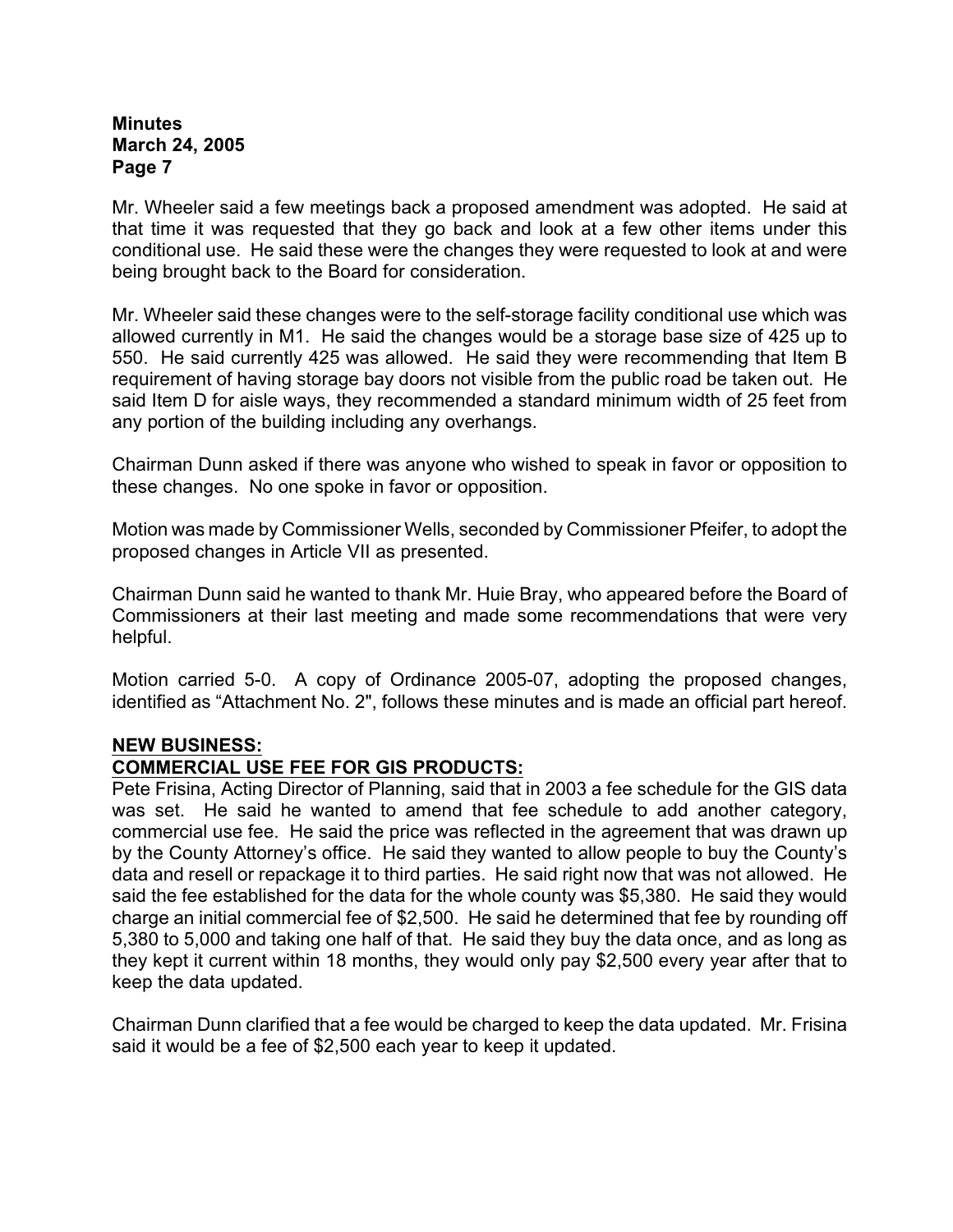Mr. Wheeler said a few meetings back a proposed amendment was adopted. He said at that time it was requested that they go back and look at a few other items under this conditional use. He said these were the changes they were requested to look at and were being brought back to the Board for consideration.

Mr. Wheeler said these changes were to the self-storage facility conditional use which was allowed currently in M1. He said the changes would be a storage base size of 425 up to 550. He said currently 425 was allowed. He said they were recommending that Item B requirement of having storage bay doors not visible from the public road be taken out. He said Item D for aisle ways, they recommended a standard minimum width of 25 feet from any portion of the building including any overhangs.

Chairman Dunn asked if there was anyone who wished to speak in favor or opposition to these changes. No one spoke in favor or opposition.

Motion was made by Commissioner Wells, seconded by Commissioner Pfeifer, to adopt the proposed changes in Article VII as presented.

Chairman Dunn said he wanted to thank Mr. Huie Bray, who appeared before the Board of Commissioners at their last meeting and made some recommendations that were very helpful.

Motion carried 5-0. A copy of Ordinance 2005-07, adopting the proposed changes, identified as "Attachment No. 2", follows these minutes and is made an official part hereof.

**NEW BUSINESS:**

**COMMERCIAL USE FEE FOR GIS PRODUCTS:**

Pete Frisina, Acting Director of Planning, said that in 2003 a fee schedule for the GIS data was set. He said he wanted to amend that fee schedule to add another category, commercial use fee. He said the price was reflected in the agreement that was drawn up by the County Attorney's office. He said they wanted to allow people to buy the County's data and resell or repackage it to third parties. He said right now that was not allowed. He said the fee established for the data for the whole county was $5,380. He said they would charge an initial commercial fee of $2,500. He said he determined that fee by rounding off 5,380 to 5,000 and taking one half of that. He said they buy the data once, and as long as they kept it current within 18 months, they would only pay $2,500 every year after that to keep the data updated.

Chairman Dunn clarified that a fee would be charged to keep the data updated. Mr. Frisina said it would be a fee of $2,500 each year to keep it updated.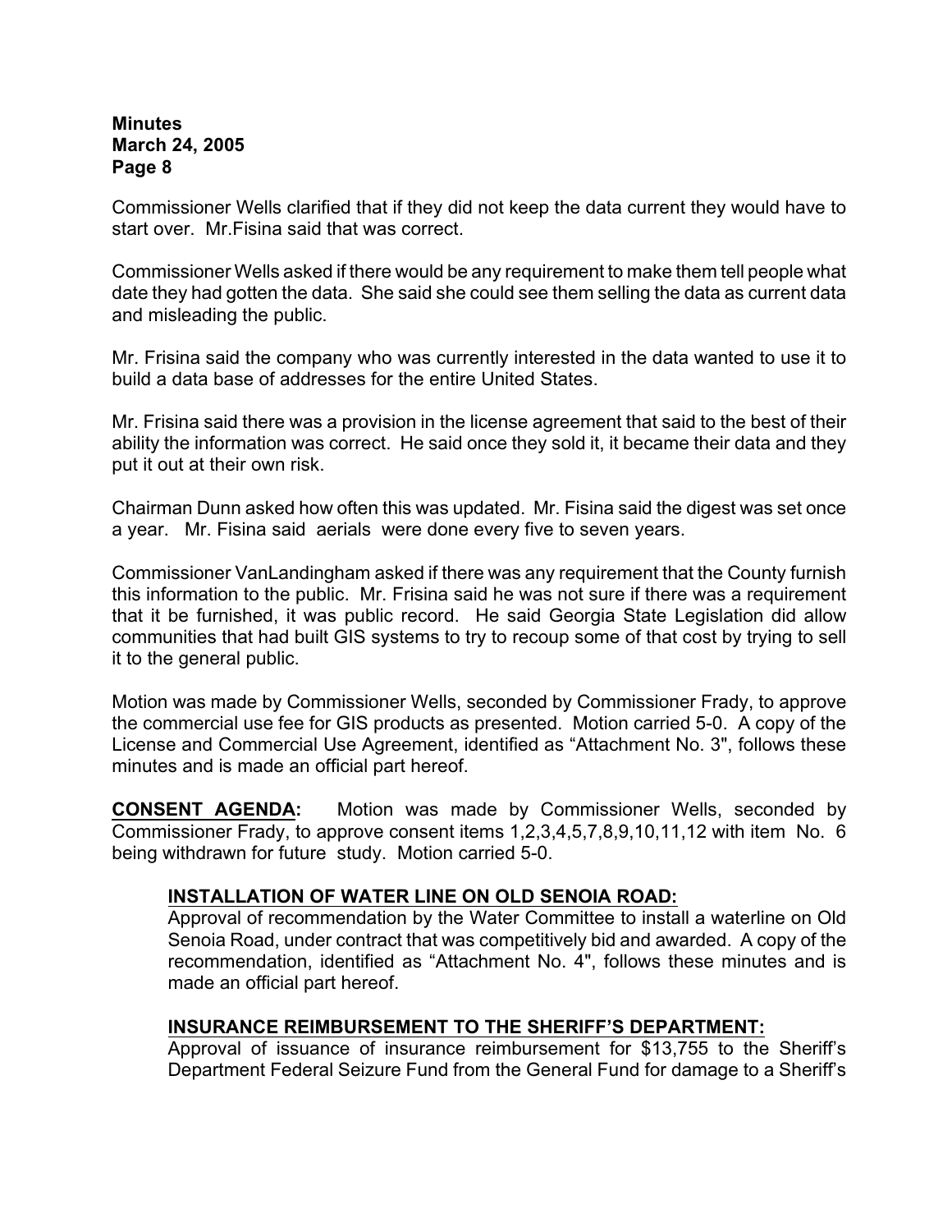Commissioner Wells clarified that if they did not keep the data current they would have to start over. Mr.Fisina said that was correct.

Commissioner Wells asked if there would be any requirement to make them tell people what date they had gotten the data. She said she could see them selling the data as current data and misleading the public.

Mr. Frisina said the company who was currently interested in the data wanted to use it to build a data base of addresses for the entire United States.

Mr. Frisina said there was a provision in the license agreement that said to the best of their ability the information was correct. He said once they sold it, it became their data and they put it out at their own risk.

Chairman Dunn asked how often this was updated. Mr. Fisina said the digest was set once a year. Mr. Fisina said aerials were done every five to seven years.

Commissioner VanLandingham asked if there was any requirement that the County furnish this information to the public. Mr. Frisina said he was not sure if there was a requirement that it be furnished, it was public record. He said Georgia State Legislation did allow communities that had built GIS systems to try to recoup some of that cost by trying to sell it to the general public.

Motion was made by Commissioner Wells, seconded by Commissioner Frady, to approve the commercial use fee for GIS products as presented. Motion carried 5-0. A copy of the License and Commercial Use Agreement, identified as "Attachment No. 3", follows these minutes and is made an official part hereof.

**CONSENT AGENDA:** Motion was made by Commissioner Wells, seconded by Commissioner Frady, to approve consent items 1,2,3,4,5,7,8,9,10,11,12 with item No. 6 being withdrawn for future study. Motion carried 5-0.

**INSTALLATION OF WATER LINE ON OLD SENOIA ROAD:**
Approval of recommendation by the Water Committee to install a waterline on Old Senoia Road, under contract that was competitively bid and awarded. A copy of the recommendation, identified as "Attachment No. 4", follows these minutes and is made an official part hereof.

**INSURANCE REIMBURSEMENT TO THE SHERIFF'S DEPARTMENT:**
Approval of issuance of insurance reimbursement for $13,755 to the Sheriff's Department Federal Seizure Fund from the General Fund for damage to a Sheriff's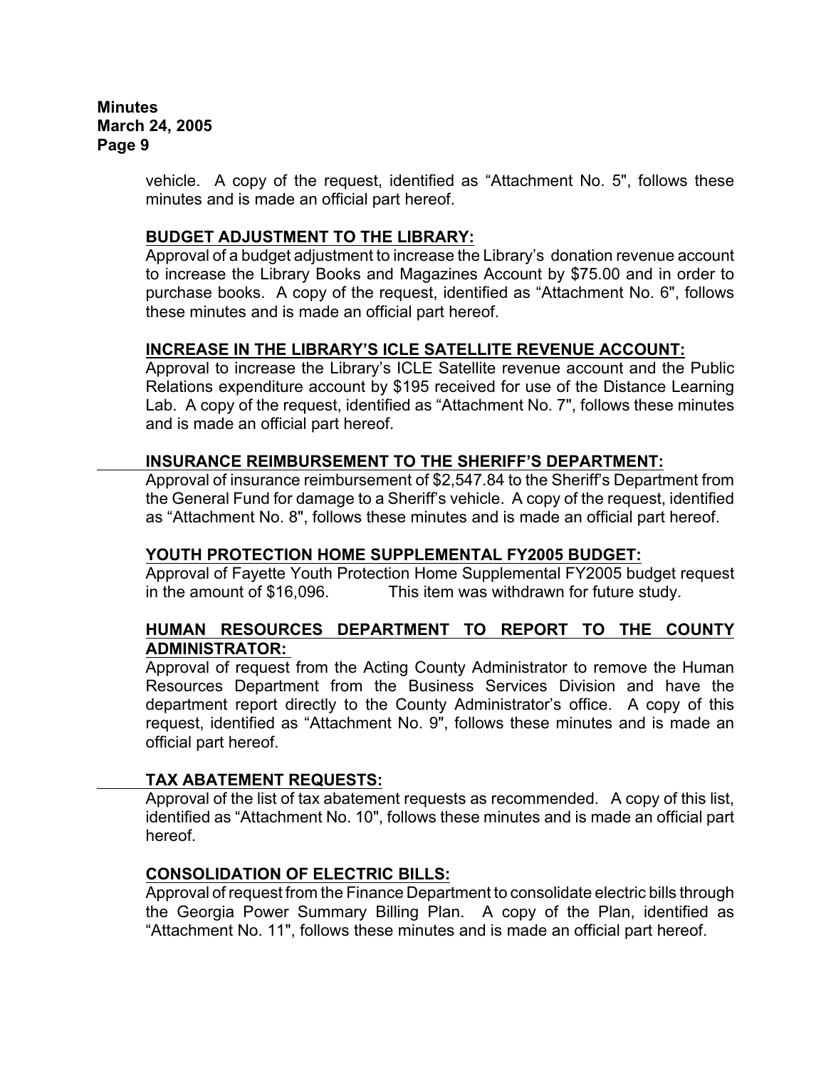vehicle. A copy of the request, identified as "Attachment No. 5", follows these minutes and is made an official part hereof.

**BUDGET ADJUSTMENT TO THE LIBRARY:**

Approval of a budget adjustment to increase the Library's donation revenue account to increase the Library Books and Magazines Account by $75.00 and in order to purchase books. A copy of the request, identified as "Attachment No. 6", follows these minutes and is made an official part hereof.

**INCREASE IN THE LIBRARY'S ICLE SATELLITE REVENUE ACCOUNT:**

Approval to increase the Library's ICLE Satellite revenue account and the Public Relations expenditure account by $195 received for use of the Distance Learning Lab. A copy of the request, identified as "Attachment No. 7", follows these minutes and is made an official part hereof.

**INSURANCE REIMBURSEMENT TO THE SHERIFF'S DEPARTMENT:**

Approval of insurance reimbursement of $2,547.84 to the Sheriff's Department from the General Fund for damage to a Sheriff's vehicle. A copy of the request, identified as "Attachment No. 8", follows these minutes and is made an official part hereof.

**YOUTH PROTECTION HOME SUPPLEMENTAL FY2005 BUDGET:**

Approval of Fayette Youth Protection Home Supplemental FY2005 budget request in the amount of $16,096. This item was withdrawn for future study.

**HUMAN RESOURCES DEPARTMENT TO REPORT TO THE COUNTY ADMINISTRATOR:**

Approval of request from the Acting County Administrator to remove the Human Resources Department from the Business Services Division and have the department report directly to the County Administrator's office. A copy of this request, identified as "Attachment No. 9", follows these minutes and is made an official part hereof.

**TAX ABATEMENT REQUESTS:**

Approval of the list of tax abatement requests as recommended. A copy of this list, identified as "Attachment No. 10", follows these minutes and is made an official part hereof.

**CONSOLIDATION OF ELECTRIC BILLS:**

Approval of request from the Finance Department to consolidate electric bills through the Georgia Power Summary Billing Plan. A copy of the Plan, identified as "Attachment No. 11", follows these minutes and is made an official part hereof.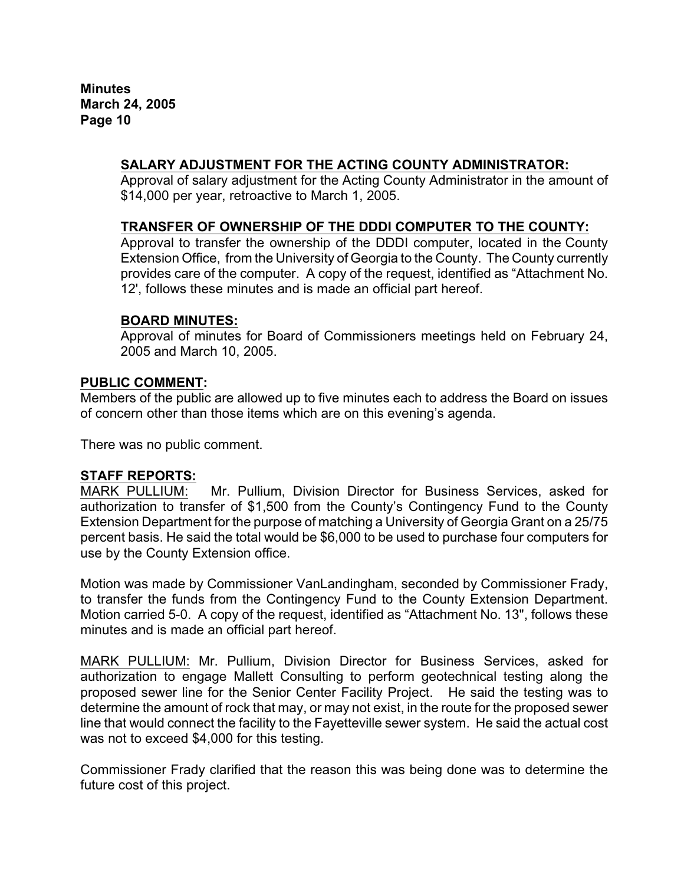**SALARY ADJUSTMENT FOR THE ACTING COUNTY ADMINISTRATOR:**

Approval of salary adjustment for the Acting County Administrator in the amount of $14,000 per year, retroactive to March 1, 2005.

**TRANSFER OF OWNERSHIP OF THE DDDI COMPUTER TO THE COUNTY:**

Approval to transfer the ownership of the DDDI computer, located in the County Extension Office, from the University of Georgia to the County. The County currently provides care of the computer. A copy of the request, identified as "Attachment No. 12', follows these minutes and is made an official part hereof.

**BOARD MINUTES:**

Approval of minutes for Board of Commissioners meetings held on February 24, 2005 and March 10, 2005.

**PUBLIC COMMENT:**

Members of the public are allowed up to five minutes each to address the Board on issues of concern other than those items which are on this evening's agenda.

There was no public comment.

**STAFF REPORTS:**

MARK PULLIUM: Mr. Pullium, Division Director for Business Services, asked for authorization to transfer of $1,500 from the County's Contingency Fund to the County Extension Department for the purpose of matching a University of Georgia Grant on a 25/75 percent basis. He said the total would be $6,000 to be used to purchase four computers for use by the County Extension office.

Motion was made by Commissioner VanLandingham, seconded by Commissioner Frady, to transfer the funds from the Contingency Fund to the County Extension Department. Motion carried 5-0. A copy of the request, identified as "Attachment No. 13", follows these minutes and is made an official part hereof.

MARK PULLIUM: Mr. Pullium, Division Director for Business Services, asked for authorization to engage Mallett Consulting to perform geotechnical testing along the proposed sewer line for the Senior Center Facility Project. He said the testing was to determine the amount of rock that may, or may not exist, in the route for the proposed sewer line that would connect the facility to the Fayetteville sewer system. He said the actual cost was not to exceed $4,000 for this testing.

Commissioner Frady clarified that the reason this was being done was to determine the future cost of this project.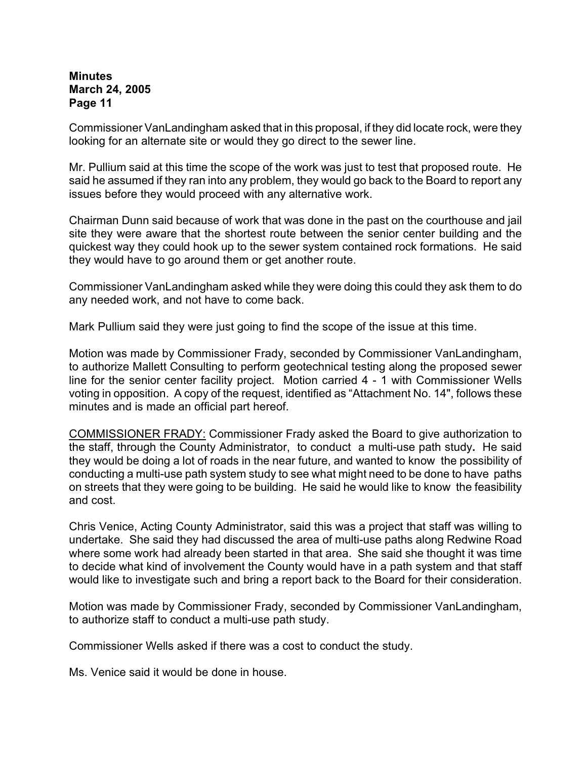Commissioner VanLandingham asked that in this proposal, if they did locate rock, were they looking for an alternate site or would they go direct to the sewer line.

Mr. Pullium said at this time the scope of the work was just to test that proposed route. He said he assumed if they ran into any problem, they would go back to the Board to report any issues before they would proceed with any alternative work.

Chairman Dunn said because of work that was done in the past on the courthouse and jail site they were aware that the shortest route between the senior center building and the quickest way they could hook up to the sewer system contained rock formations. He said they would have to go around them or get another route.

Commissioner VanLandingham asked while they were doing this could they ask them to do any needed work, and not have to come back.

Mark Pullium said they were just going to find the scope of the issue at this time.

Motion was made by Commissioner Frady, seconded by Commissioner VanLandingham, to authorize Mallett Consulting to perform geotechnical testing along the proposed sewer line for the senior center facility project. Motion carried 4 - 1 with Commissioner Wells voting in opposition. A copy of the request, identified as "Attachment No. 14", follows these minutes and is made an official part hereof.

<u>COMMISSIONER FRADY:</u> Commissioner Frady asked the Board to give authorization to the staff, through the County Administrator, to conduct a multi-use path study**.** He said they would be doing a lot of roads in the near future, and wanted to know the possibility of conducting a multi-use path system study to see what might need to be done to have paths on streets that they were going to be building. He said he would like to know the feasibility and cost.

Chris Venice, Acting County Administrator, said this was a project that staff was willing to undertake. She said they had discussed the area of multi-use paths along Redwine Road where some work had already been started in that area. She said she thought it was time to decide what kind of involvement the County would have in a path system and that staff would like to investigate such and bring a report back to the Board for their consideration.

Motion was made by Commissioner Frady, seconded by Commissioner VanLandingham, to authorize staff to conduct a multi-use path study.

Commissioner Wells asked if there was a cost to conduct the study.

Ms. Venice said it would be done in house.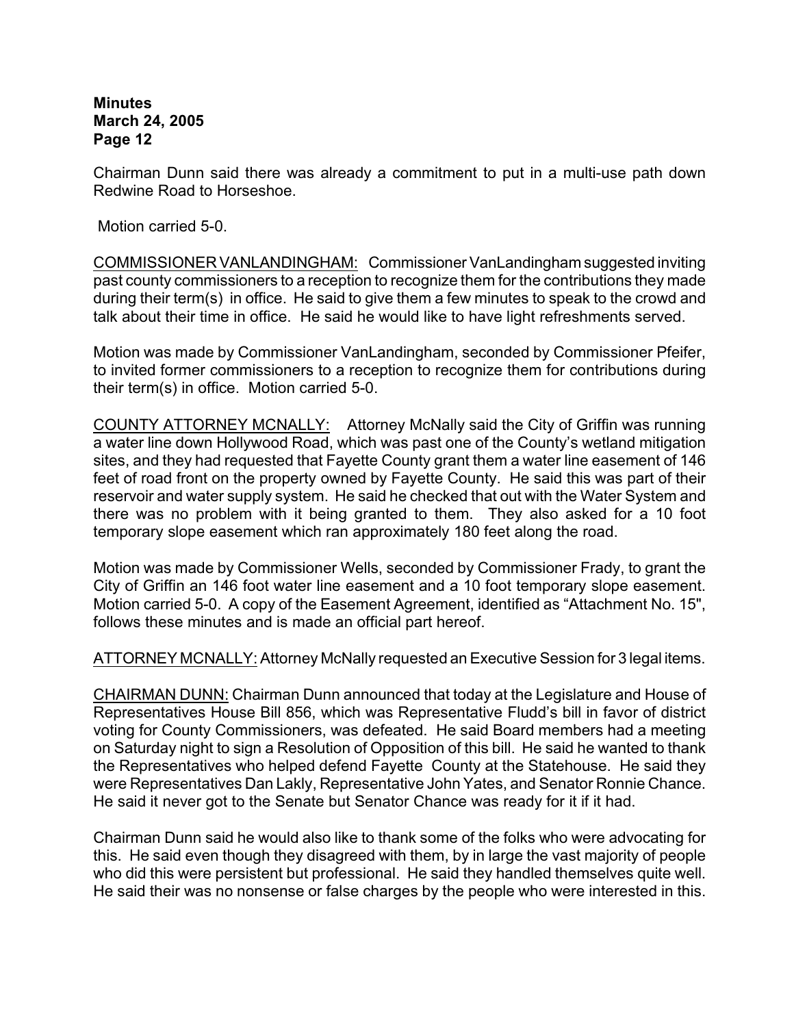Chairman Dunn said there was already a commitment to put in a multi-use path down Redwine Road to Horseshoe.

Motion carried 5-0.

COMMISSIONER VANLANDINGHAM: Commissioner VanLandingham suggested inviting past county commissioners to a reception to recognize them for the contributions they made during their term(s) in office. He said to give them a few minutes to speak to the crowd and talk about their time in office. He said he would like to have light refreshments served.

Motion was made by Commissioner VanLandingham, seconded by Commissioner Pfeifer, to invited former commissioners to a reception to recognize them for contributions during their term(s) in office. Motion carried 5-0.

COUNTY ATTORNEY MCNALLY: Attorney McNally said the City of Griffin was running a water line down Hollywood Road, which was past one of the County's wetland mitigation sites, and they had requested that Fayette County grant them a water line easement of 146 feet of road front on the property owned by Fayette County. He said this was part of their reservoir and water supply system. He said he checked that out with the Water System and there was no problem with it being granted to them. They also asked for a 10 foot temporary slope easement which ran approximately 180 feet along the road.

Motion was made by Commissioner Wells, seconded by Commissioner Frady, to grant the City of Griffin an 146 foot water line easement and a 10 foot temporary slope easement. Motion carried 5-0. A copy of the Easement Agreement, identified as "Attachment No. 15", follows these minutes and is made an official part hereof.

ATTORNEY MCNALLY: Attorney McNally requested an Executive Session for 3 legal items.

CHAIRMAN DUNN: Chairman Dunn announced that today at the Legislature and House of Representatives House Bill 856, which was Representative Fludd's bill in favor of district voting for County Commissioners, was defeated. He said Board members had a meeting on Saturday night to sign a Resolution of Opposition of this bill. He said he wanted to thank the Representatives who helped defend Fayette County at the Statehouse. He said they were Representatives Dan Lakly, Representative John Yates, and Senator Ronnie Chance. He said it never got to the Senate but Senator Chance was ready for it if it had.

Chairman Dunn said he would also like to thank some of the folks who were advocating for this. He said even though they disagreed with them, by in large the vast majority of people who did this were persistent but professional. He said they handled themselves quite well. He said their was no nonsense or false charges by the people who were interested in this.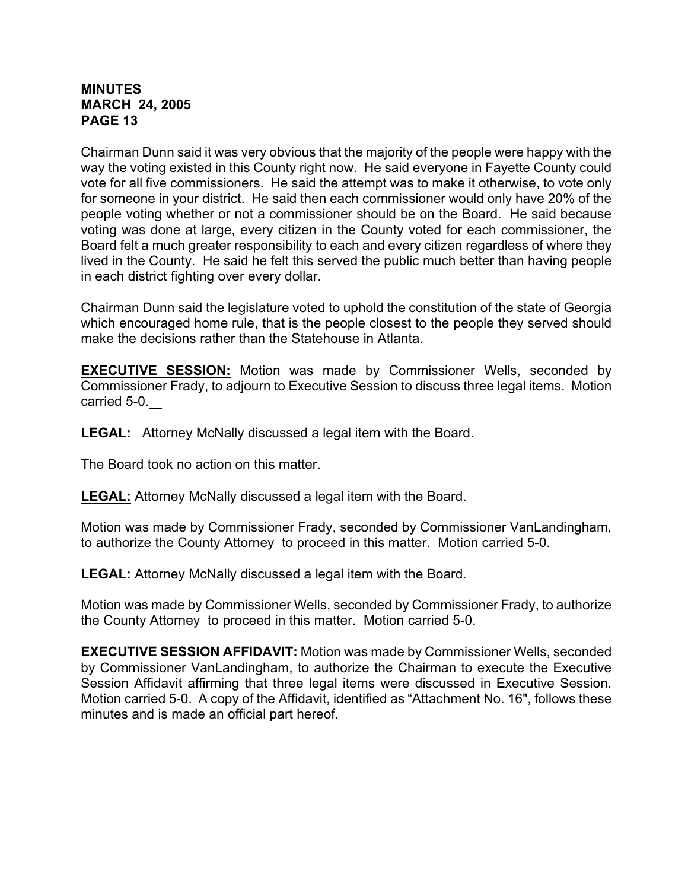Chairman Dunn said it was very obvious that the majority of the people were happy with the way the voting existed in this County right now. He said everyone in Fayette County could vote for all five commissioners. He said the attempt was to make it otherwise, to vote only for someone in your district. He said then each commissioner would only have 20% of the people voting whether or not a commissioner should be on the Board. He said because voting was done at large, every citizen in the County voted for each commissioner, the Board felt a much greater responsibility to each and every citizen regardless of where they lived in the County. He said he felt this served the public much better than having people in each district fighting over every dollar.

Chairman Dunn said the legislature voted to uphold the constitution of the state of Georgia which encouraged home rule, that is the people closest to the people they served should make the decisions rather than the Statehouse in Atlanta.

**EXECUTIVE SESSION:** Motion was made by Commissioner Wells, seconded by Commissioner Frady, to adjourn to Executive Session to discuss three legal items. Motion carried 5-0.

**LEGAL:** Attorney McNally discussed a legal item with the Board.

The Board took no action on this matter.

**LEGAL:** Attorney McNally discussed a legal item with the Board.

Motion was made by Commissioner Frady, seconded by Commissioner VanLandingham, to authorize the County Attorney to proceed in this matter. Motion carried 5-0.

**LEGAL:** Attorney McNally discussed a legal item with the Board.

Motion was made by Commissioner Wells, seconded by Commissioner Frady, to authorize the County Attorney to proceed in this matter. Motion carried 5-0.

**EXECUTIVE SESSION AFFIDAVIT:** Motion was made by Commissioner Wells, seconded by Commissioner VanLandingham, to authorize the Chairman to execute the Executive Session Affidavit affirming that three legal items were discussed in Executive Session. Motion carried 5-0. A copy of the Affidavit, identified as "Attachment No. 16", follows these minutes and is made an official part hereof.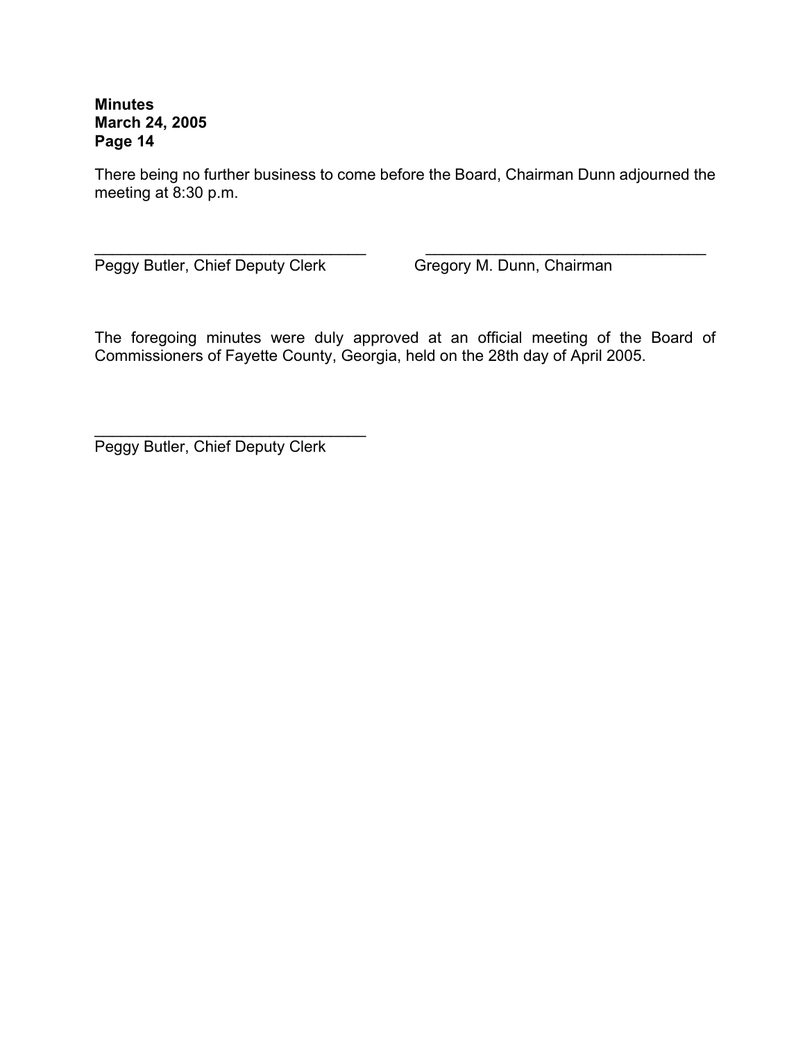There being no further business to come before the Board, Chairman Dunn adjourned the meeting at 8:30 p.m.

________________________________ ________________________________
Peggy Butler, Chief Deputy Clerk Gregory M. Dunn, Chairman

The foregoing minutes were duly approved at an official meeting of the Board of Commissioners of Fayette County, Georgia, held on the 28th day of April 2005.

________________________________
Peggy Butler, Chief Deputy Clerk